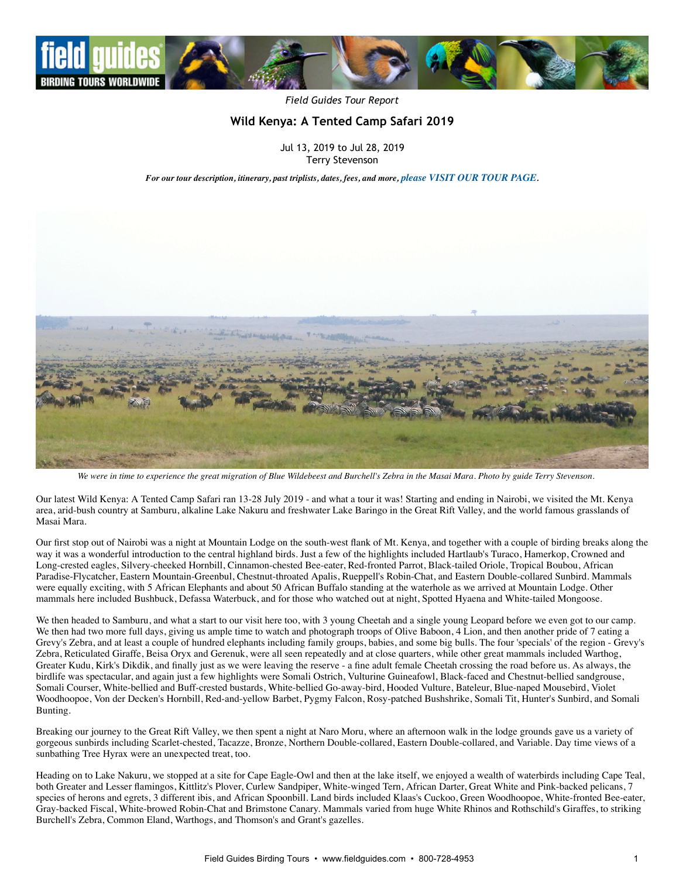*Field Guides Tour Report*

# Wild Kenya: A Tented Camp Safari 2019

Jul 13, 2019 to Jul 28, 2019
Terry Stevenson

*For our tour description, itinerary, past triplists, dates, fees, and more, please VISIT OUR TOUR PAGE.*

*We were in time to experience the great migration of Blue Wildebeest and Burchell's Zebra in the Masai Mara. Photo by guide Terry Stevenson.*

Our latest Wild Kenya: A Tented Camp Safari ran 13-28 July 2019 - and what a tour it was! Starting and ending in Nairobi, we visited the Mt. Kenya area, arid-bush country at Samburu, alkaline Lake Nakuru and freshwater Lake Baringo in the Great Rift Valley, and the world famous grasslands of Masai Mara.

Our first stop out of Nairobi was a night at Mountain Lodge on the south-west flank of Mt. Kenya, and together with a couple of birding breaks along the way it was a wonderful introduction to the central highland birds. Just a few of the highlights included Hartlaub's Turaco, Hamerkop, Crowned and Long-crested eagles, Silvery-cheeked Hornbill, Cinnamon-chested Bee-eater, Red-fronted Parrot, Black-tailed Oriole, Tropical Boubou, African Paradise-Flycatcher, Eastern Mountain-Greenbul, Chestnut-throated Apalis, Rueppell's Robin-Chat, and Eastern Double-collared Sunbird. Mammals were equally exciting, with 5 African Elephants and about 50 African Buffalo standing at the waterhole as we arrived at Mountain Lodge. Other mammals here included Bushbuck, Defassa Waterbuck, and for those who watched out at night, Spotted Hyaena and White-tailed Mongoose.

We then headed to Samburu, and what a start to our visit here too, with 3 young Cheetah and a single young Leopard before we even got to our camp. We then had two more full days, giving us ample time to watch and photograph troops of Olive Baboon, 4 Lion, and then another pride of 7 eating a Grevy's Zebra, and at least a couple of hundred elephants including family groups, babies, and some big bulls. The four 'specials' of the region - Grevy's Zebra, Reticulated Giraffe, Beisa Oryx and Gerenuk, were all seen repeatedly and at close quarters, while other great mammals included Warthog, Greater Kudu, Kirk's Dikdik, and finally just as we were leaving the reserve - a fine adult female Cheetah crossing the road before us. As always, the birdlife was spectacular, and again just a few highlights were Somali Ostrich, Vulturine Guineafowl, Black-faced and Chestnut-bellied sandgrouse, Somali Courser, White-bellied and Buff-crested bustards, White-bellied Go-away-bird, Hooded Vulture, Bateleur, Blue-naped Mousebird, Violet Woodhoopoe, Von der Decken's Hornbill, Red-and-yellow Barbet, Pygmy Falcon, Rosy-patched Bushshrike, Somali Tit, Hunter's Sunbird, and Somali Bunting.

Breaking our journey to the Great Rift Valley, we then spent a night at Naro Moru, where an afternoon walk in the lodge grounds gave us a variety of gorgeous sunbirds including Scarlet-chested, Tacazze, Bronze, Northern Double-collared, Eastern Double-collared, and Variable. Day time views of a sunbathing Tree Hyrax were an unexpected treat, too.

Heading on to Lake Nakuru, we stopped at a site for Cape Eagle-Owl and then at the lake itself, we enjoyed a wealth of waterbirds including Cape Teal, both Greater and Lesser flamingos, Kittlitz's Plover, Curlew Sandpiper, White-winged Tern, African Darter, Great White and Pink-backed pelicans, 7 species of herons and egrets, 3 different ibis, and African Spoonbill. Land birds included Klaas's Cuckoo, Green Woodhoopoe, White-fronted Bee-eater, Gray-backed Fiscal, White-browed Robin-Chat and Brimstone Canary. Mammals varied from huge White Rhinos and Rothschild's Giraffes, to striking Burchell's Zebra, Common Eland, Warthogs, and Thomson's and Grant's gazelles.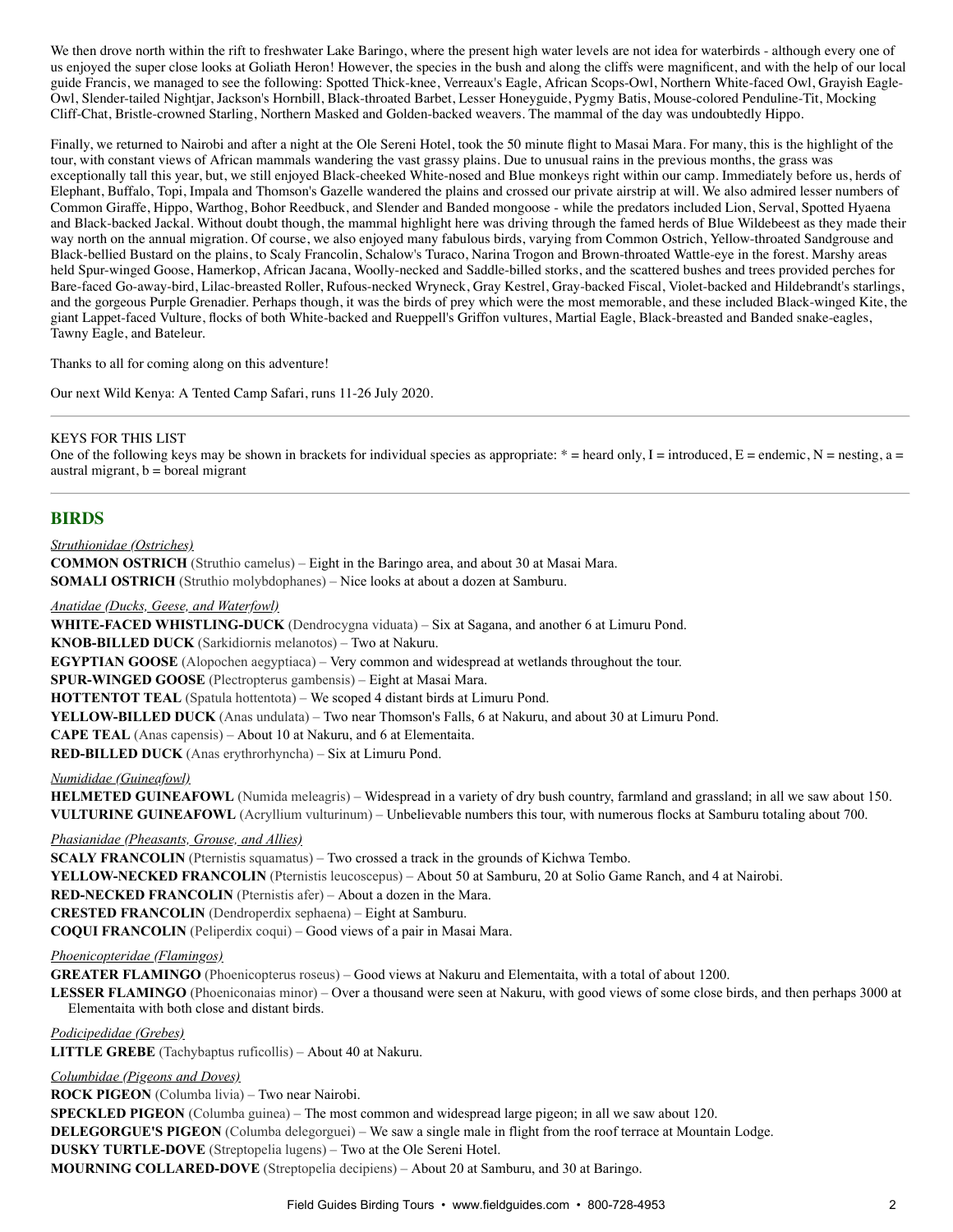We then drove north within the rift to freshwater Lake Baringo, where the present high water levels are not idea for waterbirds - although every one of us enjoyed the super close looks at Goliath Heron! However, the species in the bush and along the cliffs were magnificent, and with the help of our local guide Francis, we managed to see the following: Spotted Thick-knee, Verreaux's Eagle, African Scops-Owl, Northern White-faced Owl, Grayish Eagle-Owl, Slender-tailed Nightjar, Jackson's Hornbill, Black-throated Barbet, Lesser Honeyguide, Pygmy Batis, Mouse-colored Penduline-Tit, Mocking Cliff-Chat, Bristle-crowned Starling, Northern Masked and Golden-backed weavers. The mammal of the day was undoubtedly Hippo.

Finally, we returned to Nairobi and after a night at the Ole Sereni Hotel, took the 50 minute flight to Masai Mara. For many, this is the highlight of the tour, with constant views of African mammals wandering the vast grassy plains. Due to unusual rains in the previous months, the grass was exceptionally tall this year, but, we still enjoyed Black-cheeked White-nosed and Blue monkeys right within our camp. Immediately before us, herds of Elephant, Buffalo, Topi, Impala and Thomson's Gazelle wandered the plains and crossed our private airstrip at will. We also admired lesser numbers of Common Giraffe, Hippo, Warthog, Bohor Reedbuck, and Slender and Banded mongoose - while the predators included Lion, Serval, Spotted Hyaena and Black-backed Jackal. Without doubt though, the mammal highlight here was driving through the famed herds of Blue Wildebeest as they made their way north on the annual migration. Of course, we also enjoyed many fabulous birds, varying from Common Ostrich, Yellow-throated Sandgrouse and Black-bellied Bustard on the plains, to Scaly Francolin, Schalow's Turaco, Narina Trogon and Brown-throated Wattle-eye in the forest. Marshy areas held Spur-winged Goose, Hamerkop, African Jacana, Woolly-necked and Saddle-billed storks, and the scattered bushes and trees provided perches for Bare-faced Go-away-bird, Lilac-breasted Roller, Rufous-necked Wryneck, Gray Kestrel, Gray-backed Fiscal, Violet-backed and Hildebrandt's starlings, and the gorgeous Purple Grenadier. Perhaps though, it was the birds of prey which were the most memorable, and these included Black-winged Kite, the giant Lappet-faced Vulture, flocks of both White-backed and Rueppell's Griffon vultures, Martial Eagle, Black-breasted and Banded snake-eagles, Tawny Eagle, and Bateleur.

Thanks to all for coming along on this adventure!

Our next Wild Kenya: A Tented Camp Safari, runs 11-26 July 2020.

---

KEYS FOR THIS LIST

One of the following keys may be shown in brackets for individual species as appropriate: * = heard only, I = introduced, E = endemic, N = nesting, a = austral migrant, b = boreal migrant

---

## BIRDS

*Struthionidae (Ostriches)*

**COMMON OSTRICH** (Struthio camelus) – Eight in the Baringo area, and about 30 at Masai Mara.

**SOMALI OSTRICH** (Struthio molybdophanes) – Nice looks at about a dozen at Samburu.

*Anatidae (Ducks, Geese, and Waterfowl)*

**WHITE-FACED WHISTLING-DUCK** (Dendrocygna viduata) – Six at Sagana, and another 6 at Limuru Pond.

**KNOB-BILLED DUCK** (Sarkidiornis melanotos) – Two at Nakuru.

**EGYPTIAN GOOSE** (Alopochen aegyptiaca) – Very common and widespread at wetlands throughout the tour.

**SPUR-WINGED GOOSE** (Plectropterus gambensis) – Eight at Masai Mara.

**HOTTENTOT TEAL** (Spatula hottentota) – We scoped 4 distant birds at Limuru Pond.

**YELLOW-BILLED DUCK** (Anas undulata) – Two near Thomson's Falls, 6 at Nakuru, and about 30 at Limuru Pond.

**CAPE TEAL** (Anas capensis) – About 10 at Nakuru, and 6 at Elementaita.

**RED-BILLED DUCK** (Anas erythrorhyncha) – Six at Limuru Pond.

*Numididae (Guineafowl)*

**HELMETED GUINEAFOWL** (Numida meleagris) – Widespread in a variety of dry bush country, farmland and grassland; in all we saw about 150.

**VULTURINE GUINEAFOWL** (Acryllium vulturinum) – Unbelievable numbers this tour, with numerous flocks at Samburu totaling about 700.

*Phasianidae (Pheasants, Grouse, and Allies)*

**SCALY FRANCOLIN** (Pternistis squamatus) – Two crossed a track in the grounds of Kichwa Tembo.

**YELLOW-NECKED FRANCOLIN** (Pternistis leucoscepus) – About 50 at Samburu, 20 at Solio Game Ranch, and 4 at Nairobi.

**RED-NECKED FRANCOLIN** (Pternistis afer) – About a dozen in the Mara.

**CRESTED FRANCOLIN** (Dendroperdix sephaena) – Eight at Samburu.

**COQUI FRANCOLIN** (Peliperdix coqui) – Good views of a pair in Masai Mara.

*Phoenicopteridae (Flamingos)*

**GREATER FLAMINGO** (Phoenicopterus roseus) – Good views at Nakuru and Elementaita, with a total of about 1200.

**LESSER FLAMINGO** (Phoeniconaias minor) – Over a thousand were seen at Nakuru, with good views of some close birds, and then perhaps 3000 at Elementaita with both close and distant birds.

*Podicipedidae (Grebes)*

**LITTLE GREBE** (Tachybaptus ruficollis) – About 40 at Nakuru.

*Columbidae (Pigeons and Doves)*

**ROCK PIGEON** (Columba livia) – Two near Nairobi.

**SPECKLED PIGEON** (Columba guinea) – The most common and widespread large pigeon; in all we saw about 120.

**DELEGORGUE'S PIGEON** (Columba delegorguei) – We saw a single male in flight from the roof terrace at Mountain Lodge.

**DUSKY TURTLE-DOVE** (Streptopelia lugens) – Two at the Ole Sereni Hotel.

**MOURNING COLLARED-DOVE** (Streptopelia decipiens) – About 20 at Samburu, and 30 at Baringo.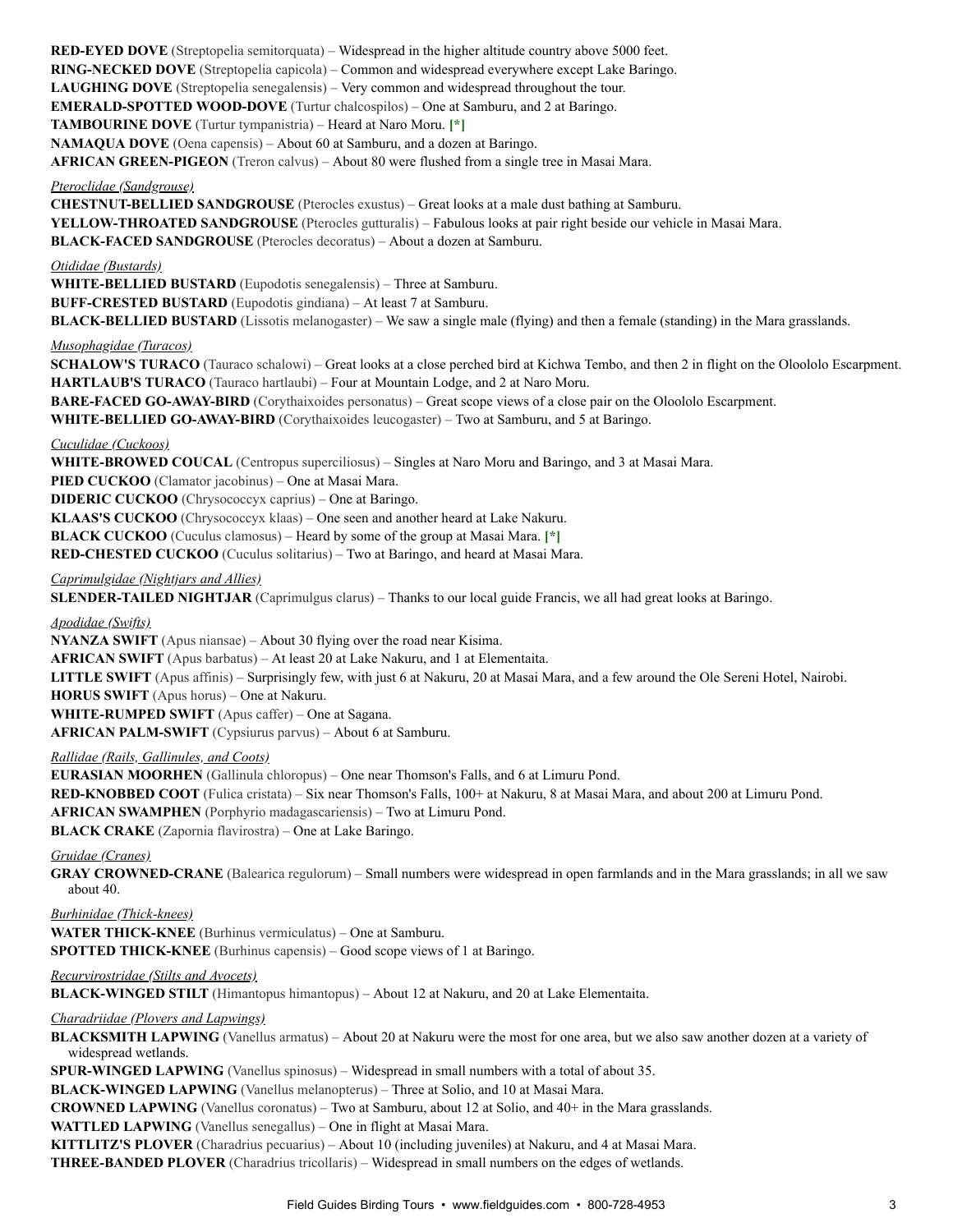**RED-EYED DOVE** (Streptopelia semitorquata) – Widespread in the higher altitude country above 5000 feet.

**RING-NECKED DOVE** (Streptopelia capicola) – Common and widespread everywhere except Lake Baringo.

**LAUGHING DOVE** (Streptopelia senegalensis) – Very common and widespread throughout the tour.

**EMERALD-SPOTTED WOOD-DOVE** (Turtur chalcospilos) – One at Samburu, and 2 at Baringo.

**TAMBOURINE DOVE** (Turtur tympanistria) – Heard at Naro Moru. [*]

**NAMAQUA DOVE** (Oena capensis) – About 60 at Samburu, and a dozen at Baringo.

**AFRICAN GREEN-PIGEON** (Treron calvus) – About 80 were flushed from a single tree in Masai Mara.

*Pteroclidae (Sandgrouse)*

**CHESTNUT-BELLIED SANDGROUSE** (Pterocles exustus) – Great looks at a male dust bathing at Samburu.

**YELLOW-THROATED SANDGROUSE** (Pterocles gutturalis) – Fabulous looks at pair right beside our vehicle in Masai Mara.

**BLACK-FACED SANDGROUSE** (Pterocles decoratus) – About a dozen at Samburu.

*Otididae (Bustards)*

**WHITE-BELLIED BUSTARD** (Eupodotis senegalensis) – Three at Samburu.

**BUFF-CRESTED BUSTARD** (Eupodotis gindiana) – At least 7 at Samburu.

**BLACK-BELLIED BUSTARD** (Lissotis melanogaster) – We saw a single male (flying) and then a female (standing) in the Mara grasslands.

*Musophagidae (Turacos)*

**SCHALOW'S TURACO** (Tauraco schalowi) – Great looks at a close perched bird at Kichwa Tembo, and then 2 in flight on the Oloololo Escarpment.

**HARTLAUB'S TURACO** (Tauraco hartlaubi) – Four at Mountain Lodge, and 2 at Naro Moru.

**BARE-FACED GO-AWAY-BIRD** (Corythaixoides personatus) – Great scope views of a close pair on the Oloololo Escarpment.

**WHITE-BELLIED GO-AWAY-BIRD** (Corythaixoides leucogaster) – Two at Samburu, and 5 at Baringo.

*Cuculidae (Cuckoos)*

**WHITE-BROWED COUCAL** (Centropus superciliosus) – Singles at Naro Moru and Baringo, and 3 at Masai Mara.

**PIED CUCKOO** (Clamator jacobinus) – One at Masai Mara.

**DIDERIC CUCKOO** (Chrysococcyx caprius) – One at Baringo.

**KLAAS'S CUCKOO** (Chrysococcyx klaas) – One seen and another heard at Lake Nakuru.

**BLACK CUCKOO** (Cuculus clamosus) – Heard by some of the group at Masai Mara. [*]

**RED-CHESTED CUCKOO** (Cuculus solitarius) – Two at Baringo, and heard at Masai Mara.

*Caprimulgidae (Nightjars and Allies)*

**SLENDER-TAILED NIGHTJAR** (Caprimulgus clarus) – Thanks to our local guide Francis, we all had great looks at Baringo.

*Apodidae (Swifts)*

**NYANZA SWIFT** (Apus niansae) – About 30 flying over the road near Kisima.

**AFRICAN SWIFT** (Apus barbatus) – At least 20 at Lake Nakuru, and 1 at Elementaita.

**LITTLE SWIFT** (Apus affinis) – Surprisingly few, with just 6 at Nakuru, 20 at Masai Mara, and a few around the Ole Sereni Hotel, Nairobi.

**HORUS SWIFT** (Apus horus) – One at Nakuru.

**WHITE-RUMPED SWIFT** (Apus caffer) – One at Sagana.

**AFRICAN PALM-SWIFT** (Cypsiurus parvus) – About 6 at Samburu.

*Rallidae (Rails, Gallinules, and Coots)*

**EURASIAN MOORHEN** (Gallinula chloropus) – One near Thomson's Falls, and 6 at Limuru Pond.

**RED-KNOBBED COOT** (Fulica cristata) – Six near Thomson's Falls, 100+ at Nakuru, 8 at Masai Mara, and about 200 at Limuru Pond.

**AFRICAN SWAMPHEN** (Porphyrio madagascariensis) – Two at Limuru Pond.

**BLACK CRAKE** (Zapornia flavirostra) – One at Lake Baringo.

*Gruidae (Cranes)*

**GRAY CROWNED-CRANE** (Balearica regulorum) – Small numbers were widespread in open farmlands and in the Mara grasslands; in all we saw about 40.

*Burhinidae (Thick-knees)*

**WATER THICK-KNEE** (Burhinus vermiculatus) – One at Samburu.

**SPOTTED THICK-KNEE** (Burhinus capensis) – Good scope views of 1 at Baringo.

*Recurvirostridae (Stilts and Avocets)*

**BLACK-WINGED STILT** (Himantopus himantopus) – About 12 at Nakuru, and 20 at Lake Elementaita.

*Charadriidae (Plovers and Lapwings)*

**BLACKSMITH LAPWING** (Vanellus armatus) – About 20 at Nakuru were the most for one area, but we also saw another dozen at a variety of widespread wetlands.

**SPUR-WINGED LAPWING** (Vanellus spinosus) – Widespread in small numbers with a total of about 35.

**BLACK-WINGED LAPWING** (Vanellus melanopterus) – Three at Solio, and 10 at Masai Mara.

**CROWNED LAPWING** (Vanellus coronatus) – Two at Samburu, about 12 at Solio, and 40+ in the Mara grasslands.

**WATTLED LAPWING** (Vanellus senegallus) – One in flight at Masai Mara.

**KITTLITZ'S PLOVER** (Charadrius pecuarius) – About 10 (including juveniles) at Nakuru, and 4 at Masai Mara.

**THREE-BANDED PLOVER** (Charadrius tricollaris) – Widespread in small numbers on the edges of wetlands.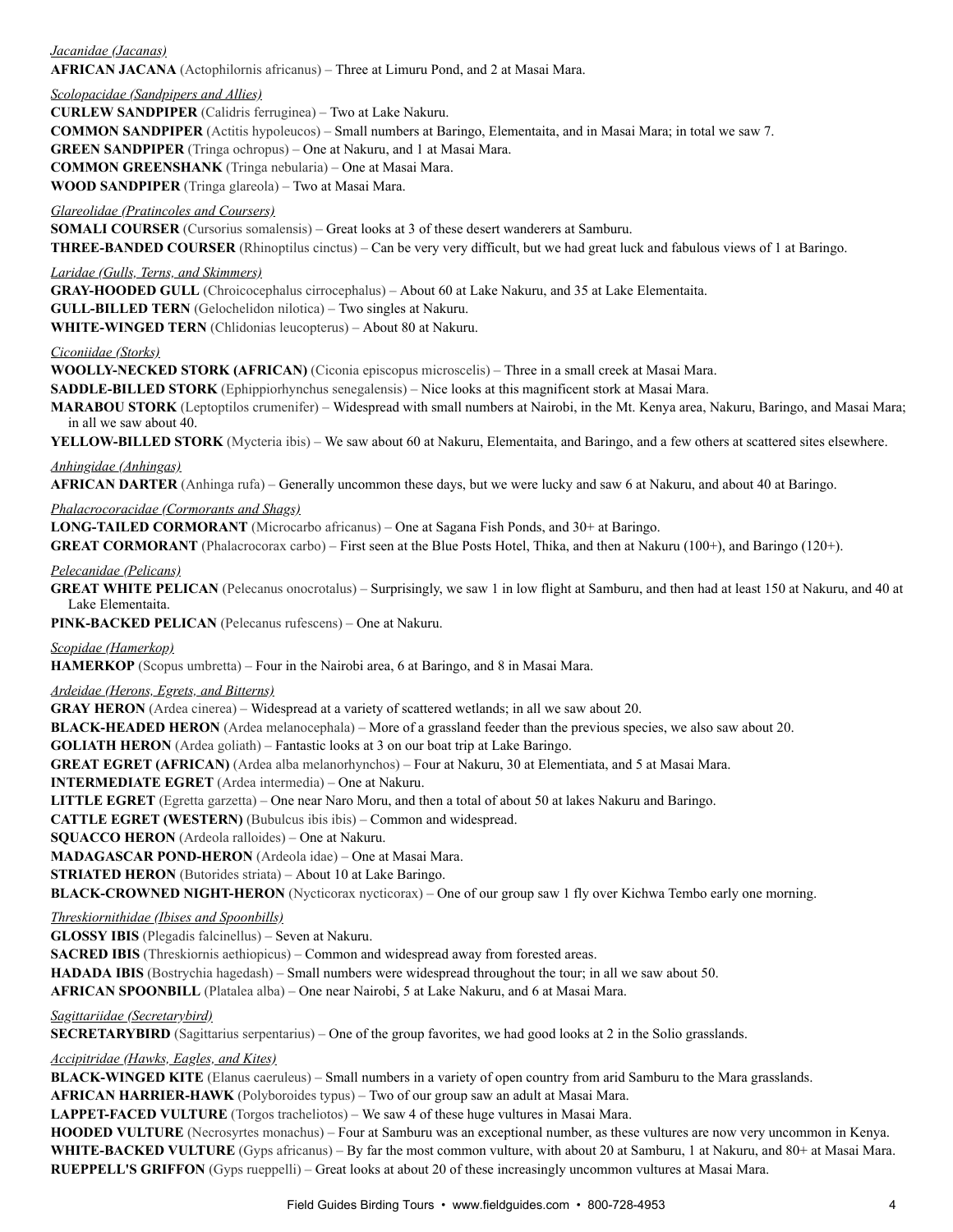*Jacanidae (Jacanas)*

**AFRICAN JACANA** (Actophilornis africanus) – Three at Limuru Pond, and 2 at Masai Mara.

*Scolopacidae (Sandpipers and Allies)*

**CURLEW SANDPIPER** (Calidris ferruginea) – Two at Lake Nakuru.

**COMMON SANDPIPER** (Actitis hypoleucos) – Small numbers at Baringo, Elementaita, and in Masai Mara; in total we saw 7.

**GREEN SANDPIPER** (Tringa ochropus) – One at Nakuru, and 1 at Masai Mara.

**COMMON GREENSHANK** (Tringa nebularia) – One at Masai Mara.

**WOOD SANDPIPER** (Tringa glareola) – Two at Masai Mara.

*Glareolidae (Pratincoles and Coursers)*

**SOMALI COURSER** (Cursorius somalensis) – Great looks at 3 of these desert wanderers at Samburu.

**THREE-BANDED COURSER** (Rhinoptilus cinctus) – Can be very very difficult, but we had great luck and fabulous views of 1 at Baringo.

*Laridae (Gulls, Terns, and Skimmers)*

**GRAY-HOODED GULL** (Chroicocephalus cirrocephalus) – About 60 at Lake Nakuru, and 35 at Lake Elementaita.

**GULL-BILLED TERN** (Gelochelidon nilotica) – Two singles at Nakuru.

**WHITE-WINGED TERN** (Chlidonias leucopterus) – About 80 at Nakuru.

*Ciconiidae (Storks)*

**WOOLLY-NECKED STORK (AFRICAN)** (Ciconia episcopus microscelis) – Three in a small creek at Masai Mara.

**SADDLE-BILLED STORK** (Ephippiorhynchus senegalensis) – Nice looks at this magnificent stork at Masai Mara.

**MARABOU STORK** (Leptoptilos crumenifer) – Widespread with small numbers at Nairobi, in the Mt. Kenya area, Nakuru, Baringo, and Masai Mara; in all we saw about 40.

**YELLOW-BILLED STORK** (Mycteria ibis) – We saw about 60 at Nakuru, Elementaita, and Baringo, and a few others at scattered sites elsewhere.

*Anhingidae (Anhingas)*

**AFRICAN DARTER** (Anhinga rufa) – Generally uncommon these days, but we were lucky and saw 6 at Nakuru, and about 40 at Baringo.

*Phalacrocoracidae (Cormorants and Shags)*

**LONG-TAILED CORMORANT** (Microcarbo africanus) – One at Sagana Fish Ponds, and 30+ at Baringo.

**GREAT CORMORANT** (Phalacrocorax carbo) – First seen at the Blue Posts Hotel, Thika, and then at Nakuru (100+), and Baringo (120+).

*Pelecanidae (Pelicans)*

**GREAT WHITE PELICAN** (Pelecanus onocrotalus) – Surprisingly, we saw 1 in low flight at Samburu, and then had at least 150 at Nakuru, and 40 at Lake Elementaita.

**PINK-BACKED PELICAN** (Pelecanus rufescens) – One at Nakuru.

*Scopidae (Hamerkop)*

**HAMERKOP** (Scopus umbretta) – Four in the Nairobi area, 6 at Baringo, and 8 in Masai Mara.

*Ardeidae (Herons, Egrets, and Bitterns)*

**GRAY HERON** (Ardea cinerea) – Widespread at a variety of scattered wetlands; in all we saw about 20.

**BLACK-HEADED HERON** (Ardea melanocephala) – More of a grassland feeder than the previous species, we also saw about 20.

**GOLIATH HERON** (Ardea goliath) – Fantastic looks at 3 on our boat trip at Lake Baringo.

**GREAT EGRET (AFRICAN)** (Ardea alba melanorhynchos) – Four at Nakuru, 30 at Elementiata, and 5 at Masai Mara.

**INTERMEDIATE EGRET** (Ardea intermedia) – One at Nakuru.

**LITTLE EGRET** (Egretta garzetta) – One near Naro Moru, and then a total of about 50 at lakes Nakuru and Baringo.

**CATTLE EGRET (WESTERN)** (Bubulcus ibis ibis) – Common and widespread.

**SQUACCO HERON** (Ardeola ralloides) – One at Nakuru.

**MADAGASCAR POND-HERON** (Ardeola idae) – One at Masai Mara.

**STRIATED HERON** (Butorides striata) – About 10 at Lake Baringo.

**BLACK-CROWNED NIGHT-HERON** (Nycticorax nycticorax) – One of our group saw 1 fly over Kichwa Tembo early one morning.

*Threskiornithidae (Ibises and Spoonbills)*

**GLOSSY IBIS** (Plegadis falcinellus) – Seven at Nakuru.

**SACRED IBIS** (Threskiornis aethiopicus) – Common and widespread away from forested areas.

**HADADA IBIS** (Bostrychia hagedash) – Small numbers were widespread throughout the tour; in all we saw about 50.

**AFRICAN SPOONBILL** (Platalea alba) – One near Nairobi, 5 at Lake Nakuru, and 6 at Masai Mara.

*Sagittariidae (Secretarybird)*

**SECRETARYBIRD** (Sagittarius serpentarius) – One of the group favorites, we had good looks at 2 in the Solio grasslands.

*Accipitridae (Hawks, Eagles, and Kites)*

**BLACK-WINGED KITE** (Elanus caeruleus) – Small numbers in a variety of open country from arid Samburu to the Mara grasslands.

**AFRICAN HARRIER-HAWK** (Polyboroides typus) – Two of our group saw an adult at Masai Mara.

**LAPPET-FACED VULTURE** (Torgos tracheliotos) – We saw 4 of these huge vultures in Masai Mara.

**HOODED VULTURE** (Necrosyrtes monachus) – Four at Samburu was an exceptional number, as these vultures are now very uncommon in Kenya.

**WHITE-BACKED VULTURE** (Gyps africanus) – By far the most common vulture, with about 20 at Samburu, 1 at Nakuru, and 80+ at Masai Mara.

**RUEPPELL'S GRIFFON** (Gyps rueppelli) – Great looks at about 20 of these increasingly uncommon vultures at Masai Mara.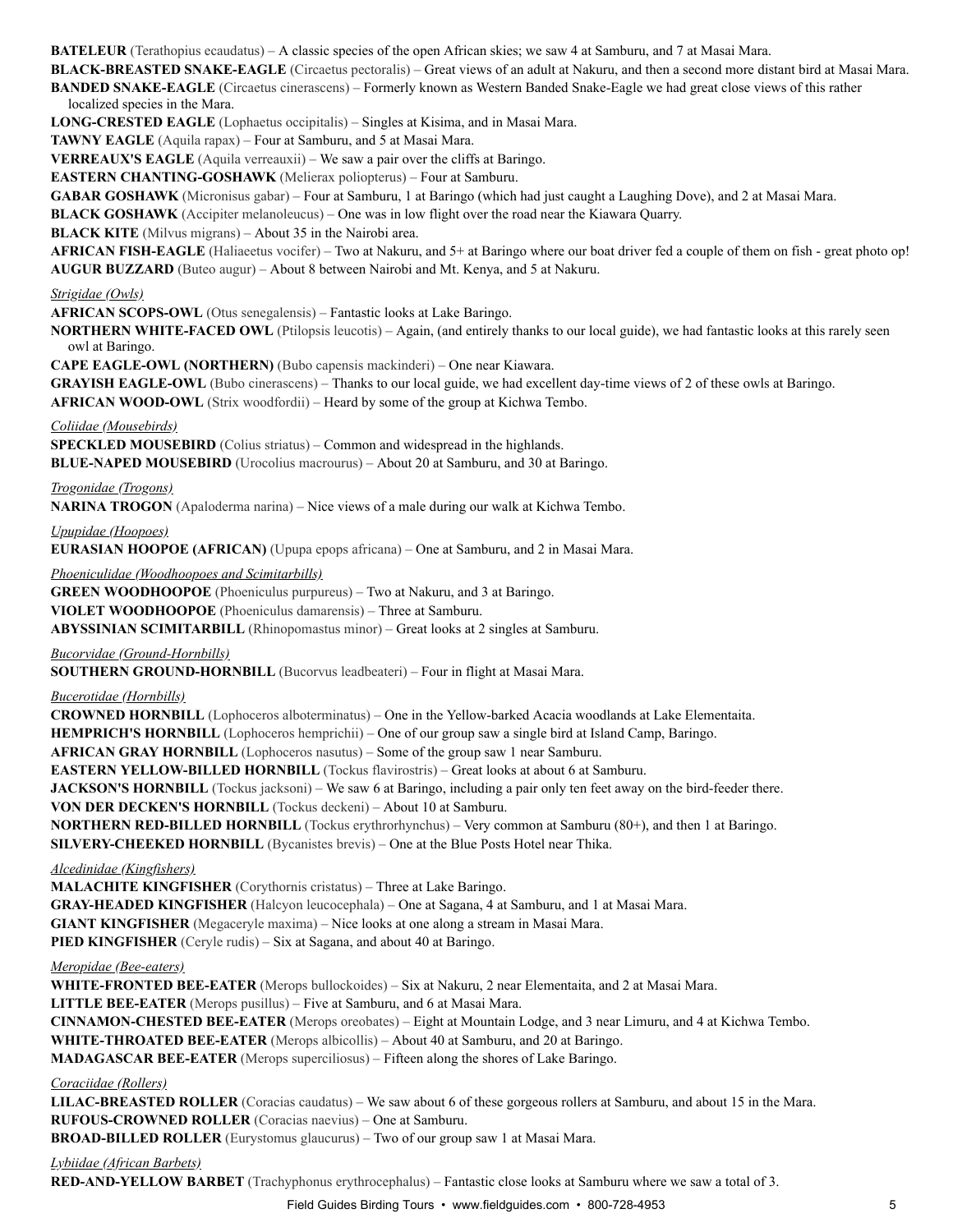**BATELEUR** (Terathopius ecaudatus) – A classic species of the open African skies; we saw 4 at Samburu, and 7 at Masai Mara.

**BLACK-BREASTED SNAKE-EAGLE** (Circaetus pectoralis) – Great views of an adult at Nakuru, and then a second more distant bird at Masai Mara.

**BANDED SNAKE-EAGLE** (Circaetus cinerascens) – Formerly known as Western Banded Snake-Eagle we had great close views of this rather localized species in the Mara.

**LONG-CRESTED EAGLE** (Lophaetus occipitalis) – Singles at Kisima, and in Masai Mara.

**TAWNY EAGLE** (Aquila rapax) – Four at Samburu, and 5 at Masai Mara.

**VERREAUX'S EAGLE** (Aquila verreauxii) – We saw a pair over the cliffs at Baringo.

**EASTERN CHANTING-GOSHAWK** (Melierax poliopterus) – Four at Samburu.

**GABAR GOSHAWK** (Micronisus gabar) – Four at Samburu, 1 at Baringo (which had just caught a Laughing Dove), and 2 at Masai Mara.

**BLACK GOSHAWK** (Accipiter melanoleucus) – One was in low flight over the road near the Kiawara Quarry.

**BLACK KITE** (Milvus migrans) – About 35 in the Nairobi area.

**AFRICAN FISH-EAGLE** (Haliaeetus vocifer) – Two at Nakuru, and 5+ at Baringo where our boat driver fed a couple of them on fish - great photo op!

**AUGUR BUZZARD** (Buteo augur) – About 8 between Nairobi and Mt. Kenya, and 5 at Nakuru.

*Strigidae (Owls)*

**AFRICAN SCOPS-OWL** (Otus senegalensis) – Fantastic looks at Lake Baringo.

**NORTHERN WHITE-FACED OWL** (Ptilopsis leucotis) – Again, (and entirely thanks to our local guide), we had fantastic looks at this rarely seen owl at Baringo.

**CAPE EAGLE-OWL (NORTHERN)** (Bubo capensis mackinderi) – One near Kiawara.

**GRAYISH EAGLE-OWL** (Bubo cinerascens) – Thanks to our local guide, we had excellent day-time views of 2 of these owls at Baringo.

**AFRICAN WOOD-OWL** (Strix woodfordii) – Heard by some of the group at Kichwa Tembo.

*Coliidae (Mousebirds)*

**SPECKLED MOUSEBIRD** (Colius striatus) – Common and widespread in the highlands.

**BLUE-NAPED MOUSEBIRD** (Urocolius macrourus) – About 20 at Samburu, and 30 at Baringo.

*Trogonidae (Trogons)*

**NARINA TROGON** (Apaloderma narina) – Nice views of a male during our walk at Kichwa Tembo.

*Upupidae (Hoopoes)*

**EURASIAN HOOPOE (AFRICAN)** (Upupa epops africana) – One at Samburu, and 2 in Masai Mara.

*Phoeniculidae (Woodhoopoes and Scimitarbills)*

**GREEN WOODHOOPOE** (Phoeniculus purpureus) – Two at Nakuru, and 3 at Baringo.

**VIOLET WOODHOOPOE** (Phoeniculus damarensis) – Three at Samburu.

**ABYSSINIAN SCIMITARBILL** (Rhinopomastus minor) – Great looks at 2 singles at Samburu.

*Bucorvidae (Ground-Hornbills)*

**SOUTHERN GROUND-HORNBILL** (Bucorvus leadbeateri) – Four in flight at Masai Mara.

*Bucerotidae (Hornbills)*

**CROWNED HORNBILL** (Lophoceros alboterminatus) – One in the Yellow-barked Acacia woodlands at Lake Elementaita.

**HEMPRICH'S HORNBILL** (Lophoceros hemprichii) – One of our group saw a single bird at Island Camp, Baringo.

**AFRICAN GRAY HORNBILL** (Lophoceros nasutus) – Some of the group saw 1 near Samburu.

**EASTERN YELLOW-BILLED HORNBILL** (Tockus flavirostris) – Great looks at about 6 at Samburu.

**JACKSON'S HORNBILL** (Tockus jacksoni) – We saw 6 at Baringo, including a pair only ten feet away on the bird-feeder there.

**VON DER DECKEN'S HORNBILL** (Tockus deckeni) – About 10 at Samburu.

**NORTHERN RED-BILLED HORNBILL** (Tockus erythrorhynchus) – Very common at Samburu (80+), and then 1 at Baringo.

**SILVERY-CHEEKED HORNBILL** (Bycanistes brevis) – One at the Blue Posts Hotel near Thika.

*Alcedinidae (Kingfishers)*

**MALACHITE KINGFISHER** (Corythornis cristatus) – Three at Lake Baringo.

**GRAY-HEADED KINGFISHER** (Halcyon leucocephala) – One at Sagana, 4 at Samburu, and 1 at Masai Mara.

**GIANT KINGFISHER** (Megaceryle maxima) – Nice looks at one along a stream in Masai Mara.

**PIED KINGFISHER** (Ceryle rudis) – Six at Sagana, and about 40 at Baringo.

*Meropidae (Bee-eaters)*

**WHITE-FRONTED BEE-EATER** (Merops bullockoides) – Six at Nakuru, 2 near Elementaita, and 2 at Masai Mara.

**LITTLE BEE-EATER** (Merops pusillus) – Five at Samburu, and 6 at Masai Mara.

**CINNAMON-CHESTED BEE-EATER** (Merops oreobates) – Eight at Mountain Lodge, and 3 near Limuru, and 4 at Kichwa Tembo.

**WHITE-THROATED BEE-EATER** (Merops albicollis) – About 40 at Samburu, and 20 at Baringo.

**MADAGASCAR BEE-EATER** (Merops superciliosus) – Fifteen along the shores of Lake Baringo.

*Coraciidae (Rollers)*

**LILAC-BREASTED ROLLER** (Coracias caudatus) – We saw about 6 of these gorgeous rollers at Samburu, and about 15 in the Mara.

**RUFOUS-CROWNED ROLLER** (Coracias naevius) – One at Samburu.

**BROAD-BILLED ROLLER** (Eurystomus glaucurus) – Two of our group saw 1 at Masai Mara.

*Lybiidae (African Barbets)*

**RED-AND-YELLOW BARBET** (Trachyphonus erythrocephalus) – Fantastic close looks at Samburu where we saw a total of 3.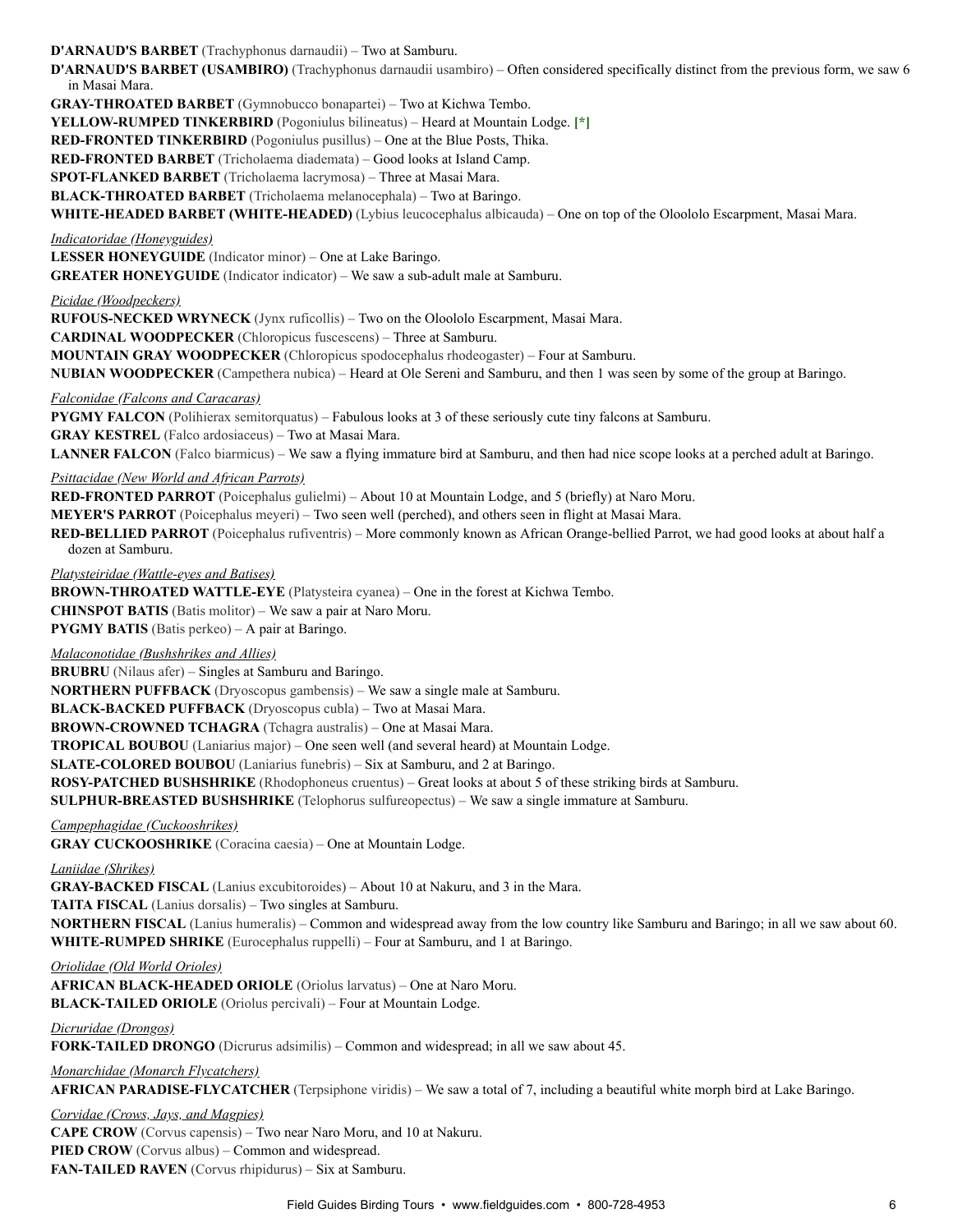**D'ARNAUD'S BARBET** (Trachyphonus darnaudii) – Two at Samburu.

**D'ARNAUD'S BARBET (USAMBIRO)** (Trachyphonus darnaudii usambiro) – Often considered specifically distinct from the previous form, we saw 6 in Masai Mara.

**GRAY-THROATED BARBET** (Gymnobucco bonapartei) – Two at Kichwa Tembo.

**YELLOW-RUMPED TINKERBIRD** (Pogoniulus bilineatus) – Heard at Mountain Lodge. **[*]**

**RED-FRONTED TINKERBIRD** (Pogoniulus pusillus) – One at the Blue Posts, Thika.

**RED-FRONTED BARBET** (Tricholaema diademata) – Good looks at Island Camp.

**SPOT-FLANKED BARBET** (Tricholaema lacrymosa) – Three at Masai Mara.

**BLACK-THROATED BARBET** (Tricholaema melanocephala) – Two at Baringo.

**WHITE-HEADED BARBET (WHITE-HEADED)** (Lybius leucocephalus albicauda) – One on top of the Oloololo Escarpment, Masai Mara.

*Indicatoridae (Honeyguides)*

**LESSER HONEYGUIDE** (Indicator minor) – One at Lake Baringo.

**GREATER HONEYGUIDE** (Indicator indicator) – We saw a sub-adult male at Samburu.

*Picidae (Woodpeckers)*

**RUFOUS-NECKED WRYNECK** (Jynx ruficollis) – Two on the Oloololo Escarpment, Masai Mara.

**CARDINAL WOODPECKER** (Chloropicus fuscescens) – Three at Samburu.

**MOUNTAIN GRAY WOODPECKER** (Chloropicus spodocephalus rhodeogaster) – Four at Samburu.

**NUBIAN WOODPECKER** (Campethera nubica) – Heard at Ole Sereni and Samburu, and then 1 was seen by some of the group at Baringo.

*Falconidae (Falcons and Caracaras)*

**PYGMY FALCON** (Polihierax semitorquatus) – Fabulous looks at 3 of these seriously cute tiny falcons at Samburu.

**GRAY KESTREL** (Falco ardosiaceus) – Two at Masai Mara.

**LANNER FALCON** (Falco biarmicus) – We saw a flying immature bird at Samburu, and then had nice scope looks at a perched adult at Baringo.

*Psittacidae (New World and African Parrots)*

**RED-FRONTED PARROT** (Poicephalus gulielmi) – About 10 at Mountain Lodge, and 5 (briefly) at Naro Moru.

**MEYER'S PARROT** (Poicephalus meyeri) – Two seen well (perched), and others seen in flight at Masai Mara.

**RED-BELLIED PARROT** (Poicephalus rufiventris) – More commonly known as African Orange-bellied Parrot, we had good looks at about half a dozen at Samburu.

*Platysteiridae (Wattle-eyes and Batises)*

**BROWN-THROATED WATTLE-EYE** (Platysteira cyanea) – One in the forest at Kichwa Tembo.

**CHINSPOT BATIS** (Batis molitor) – We saw a pair at Naro Moru.

**PYGMY BATIS** (Batis perkeo) – A pair at Baringo.

*Malaconotidae (Bushshrikes and Allies)*

**BRUBRU** (Nilaus afer) – Singles at Samburu and Baringo.

**NORTHERN PUFFBACK** (Dryoscopus gambensis) – We saw a single male at Samburu.

**BLACK-BACKED PUFFBACK** (Dryoscopus cubla) – Two at Masai Mara.

**BROWN-CROWNED TCHAGRA** (Tchagra australis) – One at Masai Mara.

**TROPICAL BOUBOU** (Laniarius major) – One seen well (and several heard) at Mountain Lodge.

**SLATE-COLORED BOUBOU** (Laniarius funebris) – Six at Samburu, and 2 at Baringo.

**ROSY-PATCHED BUSHSHRIKE** (Rhodophoneus cruentus) – Great looks at about 5 of these striking birds at Samburu.

**SULPHUR-BREASTED BUSHSHRIKE** (Telophorus sulfureopectus) – We saw a single immature at Samburu.

*Campephagidae (Cuckooshrikes)*

**GRAY CUCKOOSHRIKE** (Coracina caesia) – One at Mountain Lodge.

*Laniidae (Shrikes)*

**GRAY-BACKED FISCAL** (Lanius excubitoroides) – About 10 at Nakuru, and 3 in the Mara.

**TAITA FISCAL** (Lanius dorsalis) – Two singles at Samburu.

**NORTHERN FISCAL** (Lanius humeralis) – Common and widespread away from the low country like Samburu and Baringo; in all we saw about 60.

**WHITE-RUMPED SHRIKE** (Eurocephalus ruppelli) – Four at Samburu, and 1 at Baringo.

*Oriolidae (Old World Orioles)*

**AFRICAN BLACK-HEADED ORIOLE** (Oriolus larvatus) – One at Naro Moru.

**BLACK-TAILED ORIOLE** (Oriolus percivali) – Four at Mountain Lodge.

*Dicruridae (Drongos)*

**FORK-TAILED DRONGO** (Dicrurus adsimilis) – Common and widespread; in all we saw about 45.

*Monarchidae (Monarch Flycatchers)*

**AFRICAN PARADISE-FLYCATCHER** (Terpsiphone viridis) – We saw a total of 7, including a beautiful white morph bird at Lake Baringo.

*Corvidae (Crows, Jays, and Magpies)*

**CAPE CROW** (Corvus capensis) – Two near Naro Moru, and 10 at Nakuru.

**PIED CROW** (Corvus albus) – Common and widespread.

**FAN-TAILED RAVEN** (Corvus rhipidurus) – Six at Samburu.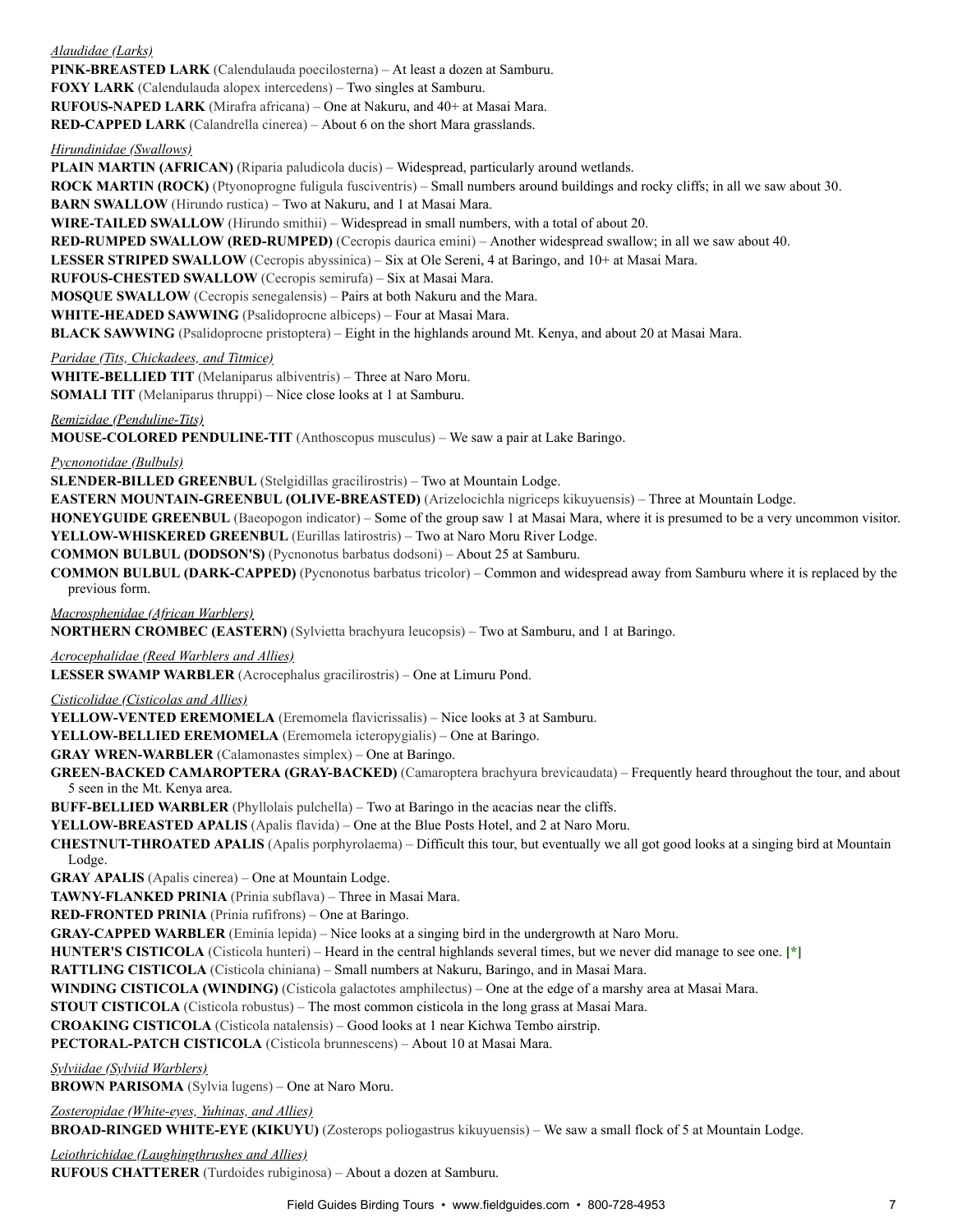*Alaudidae (Larks)*

**PINK-BREASTED LARK** (Calendulauda poecilosterna) – At least a dozen at Samburu.

**FOXY LARK** (Calendulauda alopex intercedens) – Two singles at Samburu.

**RUFOUS-NAPED LARK** (Mirafra africana) – One at Nakuru, and 40+ at Masai Mara.

**RED-CAPPED LARK** (Calandrella cinerea) – About 6 on the short Mara grasslands.

*Hirundinidae (Swallows)*

**PLAIN MARTIN (AFRICAN)** (Riparia paludicola ducis) – Widespread, particularly around wetlands.

**ROCK MARTIN (ROCK)** (Ptyonoprogne fuligula fusciventris) – Small numbers around buildings and rocky cliffs; in all we saw about 30.

**BARN SWALLOW** (Hirundo rustica) – Two at Nakuru, and 1 at Masai Mara.

**WIRE-TAILED SWALLOW** (Hirundo smithii) – Widespread in small numbers, with a total of about 20.

**RED-RUMPED SWALLOW (RED-RUMPED)** (Cecropis daurica emini) – Another widespread swallow; in all we saw about 40.

**LESSER STRIPED SWALLOW** (Cecropis abyssinica) – Six at Ole Sereni, 4 at Baringo, and 10+ at Masai Mara.

**RUFOUS-CHESTED SWALLOW** (Cecropis semirufa) – Six at Masai Mara.

**MOSQUE SWALLOW** (Cecropis senegalensis) – Pairs at both Nakuru and the Mara.

**WHITE-HEADED SAWWING** (Psalidoprocne albiceps) – Four at Masai Mara.

**BLACK SAWWING** (Psalidoprocne pristoptera) – Eight in the highlands around Mt. Kenya, and about 20 at Masai Mara.

*Paridae (Tits, Chickadees, and Titmice)*

**WHITE-BELLIED TIT** (Melaniparus albiventris) – Three at Naro Moru.

**SOMALI TIT** (Melaniparus thruppi) – Nice close looks at 1 at Samburu.

*Remizidae (Penduline-Tits)*

**MOUSE-COLORED PENDULINE-TIT** (Anthoscopus musculus) – We saw a pair at Lake Baringo.

*Pycnonotidae (Bulbuls)*

**SLENDER-BILLED GREENBUL** (Stelgidillas gracilirostris) – Two at Mountain Lodge.

**EASTERN MOUNTAIN-GREENBUL (OLIVE-BREASTED)** (Arizelocichla nigriceps kikuyuensis) – Three at Mountain Lodge.

**HONEYGUIDE GREENBUL** (Baeopogon indicator) – Some of the group saw 1 at Masai Mara, where it is presumed to be a very uncommon visitor.

**YELLOW-WHISKERED GREENBUL** (Eurillas latirostris) – Two at Naro Moru River Lodge.

**COMMON BULBUL (DODSON'S)** (Pycnonotus barbatus dodsoni) – About 25 at Samburu.

**COMMON BULBUL (DARK-CAPPED)** (Pycnonotus barbatus tricolor) – Common and widespread away from Samburu where it is replaced by the previous form.

*Macrosphenidae (African Warblers)*

**NORTHERN CROMBEC (EASTERN)** (Sylvietta brachyura leucopsis) – Two at Samburu, and 1 at Baringo.

*Acrocephalidae (Reed Warblers and Allies)*

**LESSER SWAMP WARBLER** (Acrocephalus gracilirostris) – One at Limuru Pond.

*Cisticolidae (Cisticolas and Allies)*

**YELLOW-VENTED EREMOMELA** (Eremomela flavicrissalis) – Nice looks at 3 at Samburu.

**YELLOW-BELLIED EREMOMELA** (Eremomela icteropygialis) – One at Baringo.

**GRAY WREN-WARBLER** (Calamonastes simplex) – One at Baringo.

**GREEN-BACKED CAMAROPTERA (GRAY-BACKED)** (Camaroptera brachyura brevicaudata) – Frequently heard throughout the tour, and about 5 seen in the Mt. Kenya area.

**BUFF-BELLIED WARBLER** (Phyllolais pulchella) – Two at Baringo in the acacias near the cliffs.

**YELLOW-BREASTED APALIS** (Apalis flavida) – One at the Blue Posts Hotel, and 2 at Naro Moru.

**CHESTNUT-THROATED APALIS** (Apalis porphyrolaema) – Difficult this tour, but eventually we all got good looks at a singing bird at Mountain Lodge.

**GRAY APALIS** (Apalis cinerea) – One at Mountain Lodge.

**TAWNY-FLANKED PRINIA** (Prinia subflava) – Three in Masai Mara.

**RED-FRONTED PRINIA** (Prinia rufifrons) – One at Baringo.

**GRAY-CAPPED WARBLER** (Eminia lepida) – Nice looks at a singing bird in the undergrowth at Naro Moru.

**HUNTER'S CISTICOLA** (Cisticola hunteri) – Heard in the central highlands several times, but we never did manage to see one. **[*]**

**RATTLING CISTICOLA** (Cisticola chiniana) – Small numbers at Nakuru, Baringo, and in Masai Mara.

**WINDING CISTICOLA (WINDING)** (Cisticola galactotes amphilectus) – One at the edge of a marshy area at Masai Mara.

**STOUT CISTICOLA** (Cisticola robustus) – The most common cisticola in the long grass at Masai Mara.

**CROAKING CISTICOLA** (Cisticola natalensis) – Good looks at 1 near Kichwa Tembo airstrip.

**PECTORAL-PATCH CISTICOLA** (Cisticola brunnescens) – About 10 at Masai Mara.

*Sylviidae (Sylviid Warblers)*

**BROWN PARISOMA** (Sylvia lugens) – One at Naro Moru.

*Zosteropidae (White-eyes, Yuhinas, and Allies)*

**BROAD-RINGED WHITE-EYE (KIKUYU)** (Zosterops poliogastrus kikuyuensis) – We saw a small flock of 5 at Mountain Lodge.

*Leiothrichidae (Laughingthrushes and Allies)*

**RUFOUS CHATTERER** (Turdoides rubiginosa) – About a dozen at Samburu.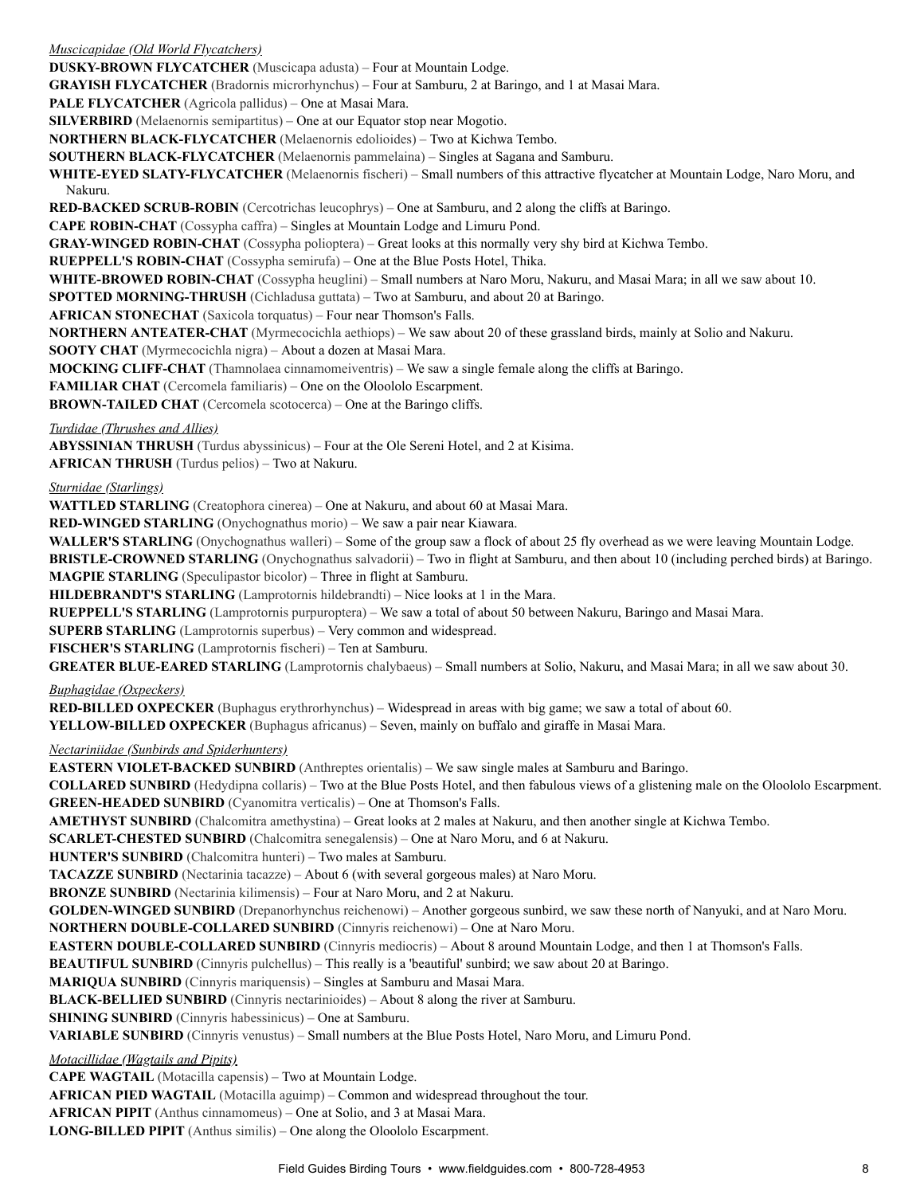*Muscicapidae (Old World Flycatchers)*

**DUSKY-BROWN FLYCATCHER** (Muscicapa adusta) – Four at Mountain Lodge.

**GRAYISH FLYCATCHER** (Bradornis microrhynchus) – Four at Samburu, 2 at Baringo, and 1 at Masai Mara.

**PALE FLYCATCHER** (Agricola pallidus) – One at Masai Mara.

**SILVERBIRD** (Melaenornis semipartitus) – One at our Equator stop near Mogotio.

**NORTHERN BLACK-FLYCATCHER** (Melaenornis edolioides) – Two at Kichwa Tembo.

**SOUTHERN BLACK-FLYCATCHER** (Melaenornis pammelaina) – Singles at Sagana and Samburu.

**WHITE-EYED SLATY-FLYCATCHER** (Melaenornis fischeri) – Small numbers of this attractive flycatcher at Mountain Lodge, Naro Moru, and Nakuru.

**RED-BACKED SCRUB-ROBIN** (Cercotrichas leucophrys) – One at Samburu, and 2 along the cliffs at Baringo.

**CAPE ROBIN-CHAT** (Cossypha caffra) – Singles at Mountain Lodge and Limuru Pond.

**GRAY-WINGED ROBIN-CHAT** (Cossypha polioptera) – Great looks at this normally very shy bird at Kichwa Tembo.

**RUEPPELL'S ROBIN-CHAT** (Cossypha semirufa) – One at the Blue Posts Hotel, Thika.

**WHITE-BROWED ROBIN-CHAT** (Cossypha heuglini) – Small numbers at Naro Moru, Nakuru, and Masai Mara; in all we saw about 10.

**SPOTTED MORNING-THRUSH** (Cichladusa guttata) – Two at Samburu, and about 20 at Baringo.

**AFRICAN STONECHAT** (Saxicola torquatus) – Four near Thomson's Falls.

**NORTHERN ANTEATER-CHAT** (Myrmecocichla aethiops) – We saw about 20 of these grassland birds, mainly at Solio and Nakuru.

**SOOTY CHAT** (Myrmecocichla nigra) – About a dozen at Masai Mara.

**MOCKING CLIFF-CHAT** (Thamnolaea cinnamomeiventris) – We saw a single female along the cliffs at Baringo.

**FAMILIAR CHAT** (Cercomela familiaris) – One on the Oloololo Escarpment.

**BROWN-TAILED CHAT** (Cercomela scotocerca) – One at the Baringo cliffs.

*Turdidae (Thrushes and Allies)*

**ABYSSINIAN THRUSH** (Turdus abyssinicus) – Four at the Ole Sereni Hotel, and 2 at Kisima.

**AFRICAN THRUSH** (Turdus pelios) – Two at Nakuru.

*Sturnidae (Starlings)*

**WATTLED STARLING** (Creatophora cinerea) – One at Nakuru, and about 60 at Masai Mara.

**RED-WINGED STARLING** (Onychognathus morio) – We saw a pair near Kiawara.

**WALLER'S STARLING** (Onychognathus walleri) – Some of the group saw a flock of about 25 fly overhead as we were leaving Mountain Lodge.

**BRISTLE-CROWNED STARLING** (Onychognathus salvadorii) – Two in flight at Samburu, and then about 10 (including perched birds) at Baringo.

**MAGPIE STARLING** (Speculipastor bicolor) – Three in flight at Samburu.

**HILDEBRANDT'S STARLING** (Lamprotornis hildebrandti) – Nice looks at 1 in the Mara.

**RUEPPELL'S STARLING** (Lamprotornis purpuroptera) – We saw a total of about 50 between Nakuru, Baringo and Masai Mara.

**SUPERB STARLING** (Lamprotornis superbus) – Very common and widespread.

**FISCHER'S STARLING** (Lamprotornis fischeri) – Ten at Samburu.

**GREATER BLUE-EARED STARLING** (Lamprotornis chalybaeus) – Small numbers at Solio, Nakuru, and Masai Mara; in all we saw about 30.

*Buphagidae (Oxpeckers)*

**RED-BILLED OXPECKER** (Buphagus erythrorhynchus) – Widespread in areas with big game; we saw a total of about 60.

**YELLOW-BILLED OXPECKER** (Buphagus africanus) – Seven, mainly on buffalo and giraffe in Masai Mara.

*Nectariniidae (Sunbirds and Spiderhunters)*

**EASTERN VIOLET-BACKED SUNBIRD** (Anthreptes orientalis) – We saw single males at Samburu and Baringo.

**COLLARED SUNBIRD** (Hedydipna collaris) – Two at the Blue Posts Hotel, and then fabulous views of a glistening male on the Oloololo Escarpment.

**GREEN-HEADED SUNBIRD** (Cyanomitra verticalis) – One at Thomson's Falls.

**AMETHYST SUNBIRD** (Chalcomitra amethystina) – Great looks at 2 males at Nakuru, and then another single at Kichwa Tembo.

**SCARLET-CHESTED SUNBIRD** (Chalcomitra senegalensis) – One at Naro Moru, and 6 at Nakuru.

**HUNTER'S SUNBIRD** (Chalcomitra hunteri) – Two males at Samburu.

**TACAZZE SUNBIRD** (Nectarinia tacazze) – About 6 (with several gorgeous males) at Naro Moru.

**BRONZE SUNBIRD** (Nectarinia kilimensis) – Four at Naro Moru, and 2 at Nakuru.

**GOLDEN-WINGED SUNBIRD** (Drepanorhynchus reichenowi) – Another gorgeous sunbird, we saw these north of Nanyuki, and at Naro Moru.

**NORTHERN DOUBLE-COLLARED SUNBIRD** (Cinnyris reichenowi) – One at Naro Moru.

**EASTERN DOUBLE-COLLARED SUNBIRD** (Cinnyris mediocris) – About 8 around Mountain Lodge, and then 1 at Thomson's Falls.

**BEAUTIFUL SUNBIRD** (Cinnyris pulchellus) – This really is a 'beautiful' sunbird; we saw about 20 at Baringo.

**MARIQUA SUNBIRD** (Cinnyris mariquensis) – Singles at Samburu and Masai Mara.

**BLACK-BELLIED SUNBIRD** (Cinnyris nectarinioides) – About 8 along the river at Samburu.

**SHINING SUNBIRD** (Cinnyris habessinicus) – One at Samburu.

**VARIABLE SUNBIRD** (Cinnyris venustus) – Small numbers at the Blue Posts Hotel, Naro Moru, and Limuru Pond.

*Motacillidae (Wagtails and Pipits)*

**CAPE WAGTAIL** (Motacilla capensis) – Two at Mountain Lodge.

**AFRICAN PIED WAGTAIL** (Motacilla aguimp) – Common and widespread throughout the tour.

**AFRICAN PIPIT** (Anthus cinnamomeus) – One at Solio, and 3 at Masai Mara.

**LONG-BILLED PIPIT** (Anthus similis) – One along the Oloololo Escarpment.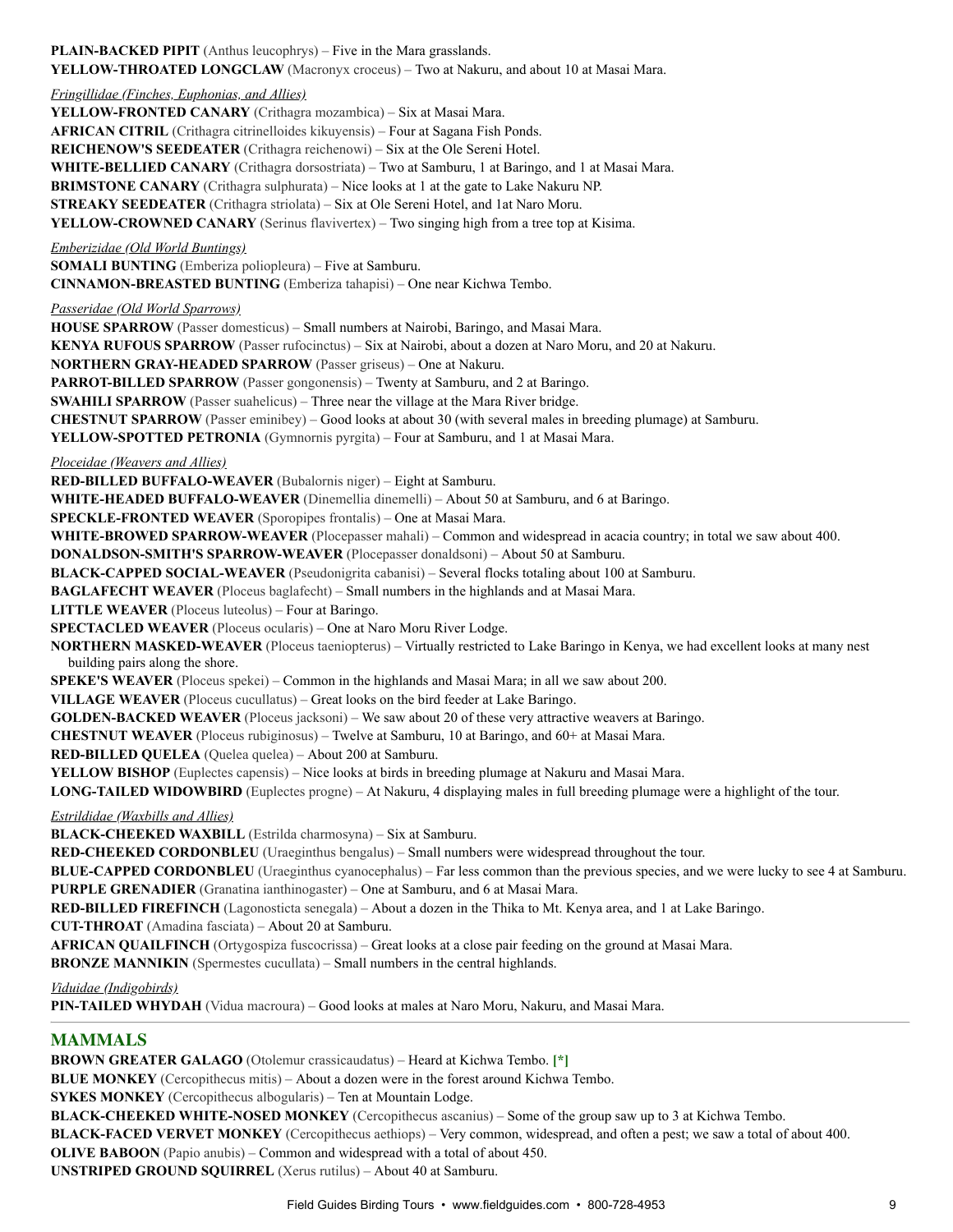**PLAIN-BACKED PIPIT** (Anthus leucophrys) – Five in the Mara grasslands.
**YELLOW-THROATED LONGCLAW** (Macronyx croceus) – Two at Nakuru, and about 10 at Masai Mara.

*Fringillidae (Finches, Euphonias, and Allies)*

**YELLOW-FRONTED CANARY** (Crithagra mozambica) – Six at Masai Mara.
**AFRICAN CITRIL** (Crithagra citrinelloides kikuyensis) – Four at Sagana Fish Ponds.
**REICHENOW'S SEEDEATER** (Crithagra reichenowi) – Six at the Ole Sereni Hotel.
**WHITE-BELLIED CANARY** (Crithagra dorsostriata) – Two at Samburu, 1 at Baringo, and 1 at Masai Mara.
**BRIMSTONE CANARY** (Crithagra sulphurata) – Nice looks at 1 at the gate to Lake Nakuru NP.
**STREAKY SEEDEATER** (Crithagra striolata) – Six at Ole Sereni Hotel, and 1at Naro Moru.
**YELLOW-CROWNED CANARY** (Serinus flavivertex) – Two singing high from a tree top at Kisima.

*Emberizidae (Old World Buntings)*

**SOMALI BUNTING** (Emberiza poliopleura) – Five at Samburu.
**CINNAMON-BREASTED BUNTING** (Emberiza tahapisi) – One near Kichwa Tembo.

*Passeridae (Old World Sparrows)*

**HOUSE SPARROW** (Passer domesticus) – Small numbers at Nairobi, Baringo, and Masai Mara.
**KENYA RUFOUS SPARROW** (Passer rufocinctus) – Six at Nairobi, about a dozen at Naro Moru, and 20 at Nakuru.
**NORTHERN GRAY-HEADED SPARROW** (Passer griseus) – One at Nakuru.
**PARROT-BILLED SPARROW** (Passer gongonensis) – Twenty at Samburu, and 2 at Baringo.
**SWAHILI SPARROW** (Passer suahelicus) – Three near the village at the Mara River bridge.
**CHESTNUT SPARROW** (Passer eminibey) – Good looks at about 30 (with several males in breeding plumage) at Samburu.
**YELLOW-SPOTTED PETRONIA** (Gymnornis pyrgita) – Four at Samburu, and 1 at Masai Mara.

*Ploceidae (Weavers and Allies)*

**RED-BILLED BUFFALO-WEAVER** (Bubalornis niger) – Eight at Samburu.
**WHITE-HEADED BUFFALO-WEAVER** (Dinemellia dinemelli) – About 50 at Samburu, and 6 at Baringo.
**SPECKLE-FRONTED WEAVER** (Sporopipes frontalis) – One at Masai Mara.
**WHITE-BROWED SPARROW-WEAVER** (Plocepasser mahali) – Common and widespread in acacia country; in total we saw about 400.
**DONALDSON-SMITH'S SPARROW-WEAVER** (Plocepasser donaldsoni) – About 50 at Samburu.
**BLACK-CAPPED SOCIAL-WEAVER** (Pseudonigrita cabanisi) – Several flocks totaling about 100 at Samburu.
**BAGLAFECHT WEAVER** (Ploceus baglafecht) – Small numbers in the highlands and at Masai Mara.
**LITTLE WEAVER** (Ploceus luteolus) – Four at Baringo.
**SPECTACLED WEAVER** (Ploceus ocularis) – One at Naro Moru River Lodge.
**NORTHERN MASKED-WEAVER** (Ploceus taeniopterus) – Virtually restricted to Lake Baringo in Kenya, we had excellent looks at many nest building pairs along the shore.
**SPEKE'S WEAVER** (Ploceus spekei) – Common in the highlands and Masai Mara; in all we saw about 200.
**VILLAGE WEAVER** (Ploceus cucullatus) – Great looks on the bird feeder at Lake Baringo.
**GOLDEN-BACKED WEAVER** (Ploceus jacksoni) – We saw about 20 of these very attractive weavers at Baringo.
**CHESTNUT WEAVER** (Ploceus rubiginosus) – Twelve at Samburu, 10 at Baringo, and 60+ at Masai Mara.
**RED-BILLED QUELEA** (Quelea quelea) – About 200 at Samburu.
**YELLOW BISHOP** (Euplectes capensis) – Nice looks at birds in breeding plumage at Nakuru and Masai Mara.
**LONG-TAILED WIDOWBIRD** (Euplectes progne) – At Nakuru, 4 displaying males in full breeding plumage were a highlight of the tour.

*Estrildidae (Waxbills and Allies)*

**BLACK-CHEEKED WAXBILL** (Estrilda charmosyna) – Six at Samburu.
**RED-CHEEKED CORDONBLEU** (Uraeginthus bengalus) – Small numbers were widespread throughout the tour.
**BLUE-CAPPED CORDONBLEU** (Uraeginthus cyanocephalus) – Far less common than the previous species, and we were lucky to see 4 at Samburu.
**PURPLE GRENADIER** (Granatina ianthinogaster) – One at Samburu, and 6 at Masai Mara.
**RED-BILLED FIREFINCH** (Lagonosticta senegala) – About a dozen in the Thika to Mt. Kenya area, and 1 at Lake Baringo.
**CUT-THROAT** (Amadina fasciata) – About 20 at Samburu.
**AFRICAN QUAILFINCH** (Ortygospiza fuscocrissa) – Great looks at a close pair feeding on the ground at Masai Mara.
**BRONZE MANNIKIN** (Spermestes cucullata) – Small numbers in the central highlands.

*Viduidae (Indigobirds)*

**PIN-TAILED WHYDAH** (Vidua macroura) – Good looks at males at Naro Moru, Nakuru, and Masai Mara.

## MAMMALS

**BROWN GREATER GALAGO** (Otolemur crassicaudatus) – Heard at Kichwa Tembo. **[*]**
**BLUE MONKEY** (Cercopithecus mitis) – About a dozen were in the forest around Kichwa Tembo.
**SYKES MONKEY** (Cercopithecus albogularis) – Ten at Mountain Lodge.
**BLACK-CHEEKED WHITE-NOSED MONKEY** (Cercopithecus ascanius) – Some of the group saw up to 3 at Kichwa Tembo.
**BLACK-FACED VERVET MONKEY** (Cercopithecus aethiops) – Very common, widespread, and often a pest; we saw a total of about 400.
**OLIVE BABOON** (Papio anubis) – Common and widespread with a total of about 450.
**UNSTRIPED GROUND SQUIRREL** (Xerus rutilus) – About 40 at Samburu.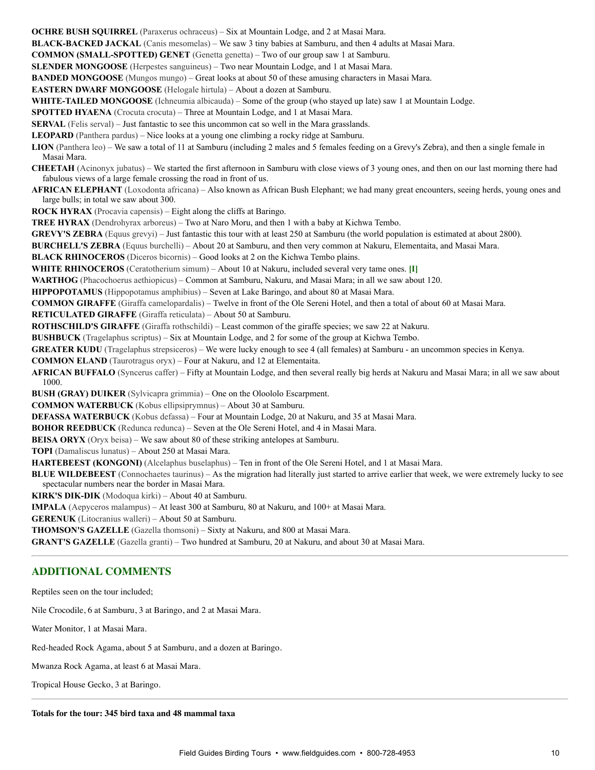**OCHRE BUSH SQUIRREL** (Paraxerus ochraceus) – Six at Mountain Lodge, and 2 at Masai Mara.

**BLACK-BACKED JACKAL** (Canis mesomelas) – We saw 3 tiny babies at Samburu, and then 4 adults at Masai Mara.

**COMMON (SMALL-SPOTTED) GENET** (Genetta genetta) – Two of our group saw 1 at Samburu.

**SLENDER MONGOOSE** (Herpestes sanguineus) – Two near Mountain Lodge, and 1 at Masai Mara.

**BANDED MONGOOSE** (Mungos mungo) – Great looks at about 50 of these amusing characters in Masai Mara.

**EASTERN DWARF MONGOOSE** (Helogale hirtula) – About a dozen at Samburu.

**WHITE-TAILED MONGOOSE** (Ichneumia albicauda) – Some of the group (who stayed up late) saw 1 at Mountain Lodge.

**SPOTTED HYAENA** (Crocuta crocuta) – Three at Mountain Lodge, and 1 at Masai Mara.

**SERVAL** (Felis serval) – Just fantastic to see this uncommon cat so well in the Mara grasslands.

**LEOPARD** (Panthera pardus) – Nice looks at a young one climbing a rocky ridge at Samburu.

**LION** (Panthera leo) – We saw a total of 11 at Samburu (including 2 males and 5 females feeding on a Grevy's Zebra), and then a single female in Masai Mara.

**CHEETAH** (Acinonyx jubatus) – We started the first afternoon in Samburu with close views of 3 young ones, and then on our last morning there had fabulous views of a large female crossing the road in front of us.

**AFRICAN ELEPHANT** (Loxodonta africana) – Also known as African Bush Elephant; we had many great encounters, seeing herds, young ones and large bulls; in total we saw about 300.

**ROCK HYRAX** (Procavia capensis) – Eight along the cliffs at Baringo.

**TREE HYRAX** (Dendrohyrax arboreus) – Two at Naro Moru, and then 1 with a baby at Kichwa Tembo.

**GREVY'S ZEBRA** (Equus grevyi) – Just fantastic this tour with at least 250 at Samburu (the world population is estimated at about 2800).

**BURCHELL'S ZEBRA** (Equus burchelli) – About 20 at Samburu, and then very common at Nakuru, Elementaita, and Masai Mara.

**BLACK RHINOCEROS** (Diceros bicornis) – Good looks at 2 on the Kichwa Tembo plains.

**WHITE RHINOCEROS** (Ceratotherium simum) – About 10 at Nakuru, included several very tame ones. **[I]**

**WARTHOG** (Phacochoerus aethiopicus) – Common at Samburu, Nakuru, and Masai Mara; in all we saw about 120.

**HIPPOPOTAMUS** (Hippopotamus amphibius) – Seven at Lake Baringo, and about 80 at Masai Mara.

**COMMON GIRAFFE** (Giraffa camelopardalis) – Twelve in front of the Ole Sereni Hotel, and then a total of about 60 at Masai Mara.

**RETICULATED GIRAFFE** (Giraffa reticulata) – About 50 at Samburu.

**ROTHSCHILD'S GIRAFFE** (Giraffa rothschildi) – Least common of the giraffe species; we saw 22 at Nakuru.

**BUSHBUCK** (Tragelaphus scriptus) – Six at Mountain Lodge, and 2 for some of the group at Kichwa Tembo.

**GREATER KUDU** (Tragelaphus strepsiceros) – We were lucky enough to see 4 (all females) at Samburu - an uncommon species in Kenya.

**COMMON ELAND** (Taurotragus oryx) – Four at Nakuru, and 12 at Elementaita.

**AFRICAN BUFFALO** (Syncerus caffer) – Fifty at Mountain Lodge, and then several really big herds at Nakuru and Masai Mara; in all we saw about 1000.

**BUSH (GRAY) DUIKER** (Sylvicapra grimmia) – One on the Oloololo Escarpment.

**COMMON WATERBUCK** (Kobus ellipsiprymnus) – About 30 at Samburu.

**DEFASSA WATERBUCK** (Kobus defassa) – Four at Mountain Lodge, 20 at Nakuru, and 35 at Masai Mara.

**BOHOR REEDBUCK** (Redunca redunca) – Seven at the Ole Sereni Hotel, and 4 in Masai Mara.

**BEISA ORYX** (Oryx beisa) – We saw about 80 of these striking antelopes at Samburu.

**TOPI** (Damaliscus lunatus) – About 250 at Masai Mara.

**HARTEBEEST (KONGONI)** (Alcelaphus buselaphus) – Ten in front of the Ole Sereni Hotel, and 1 at Masai Mara.

**BLUE WILDEBEEST** (Connochaetes taurinus) – As the migration had literally just started to arrive earlier that week, we were extremely lucky to see spectacular numbers near the border in Masai Mara.

**KIRK'S DIK-DIK** (Modoqua kirki) – About 40 at Samburu.

**IMPALA** (Aepyceros malampus) – At least 300 at Samburu, 80 at Nakuru, and 100+ at Masai Mara.

**GERENUK** (Litocranius walleri) – About 50 at Samburu.

**THOMSON'S GAZELLE** (Gazella thomsoni) – Sixty at Nakuru, and 800 at Masai Mara.

**GRANT'S GAZELLE** (Gazella granti) – Two hundred at Samburu, 20 at Nakuru, and about 30 at Masai Mara.

---

## ADDITIONAL COMMENTS

Reptiles seen on the tour included;

Nile Crocodile, 6 at Samburu, 3 at Baringo, and 2 at Masai Mara.

Water Monitor, 1 at Masai Mara.

Red-headed Rock Agama, about 5 at Samburu, and a dozen at Baringo.

Mwanza Rock Agama, at least 6 at Masai Mara.

Tropical House Gecko, 3 at Baringo.

---

**Totals for the tour: 345 bird taxa and 48 mammal taxa**